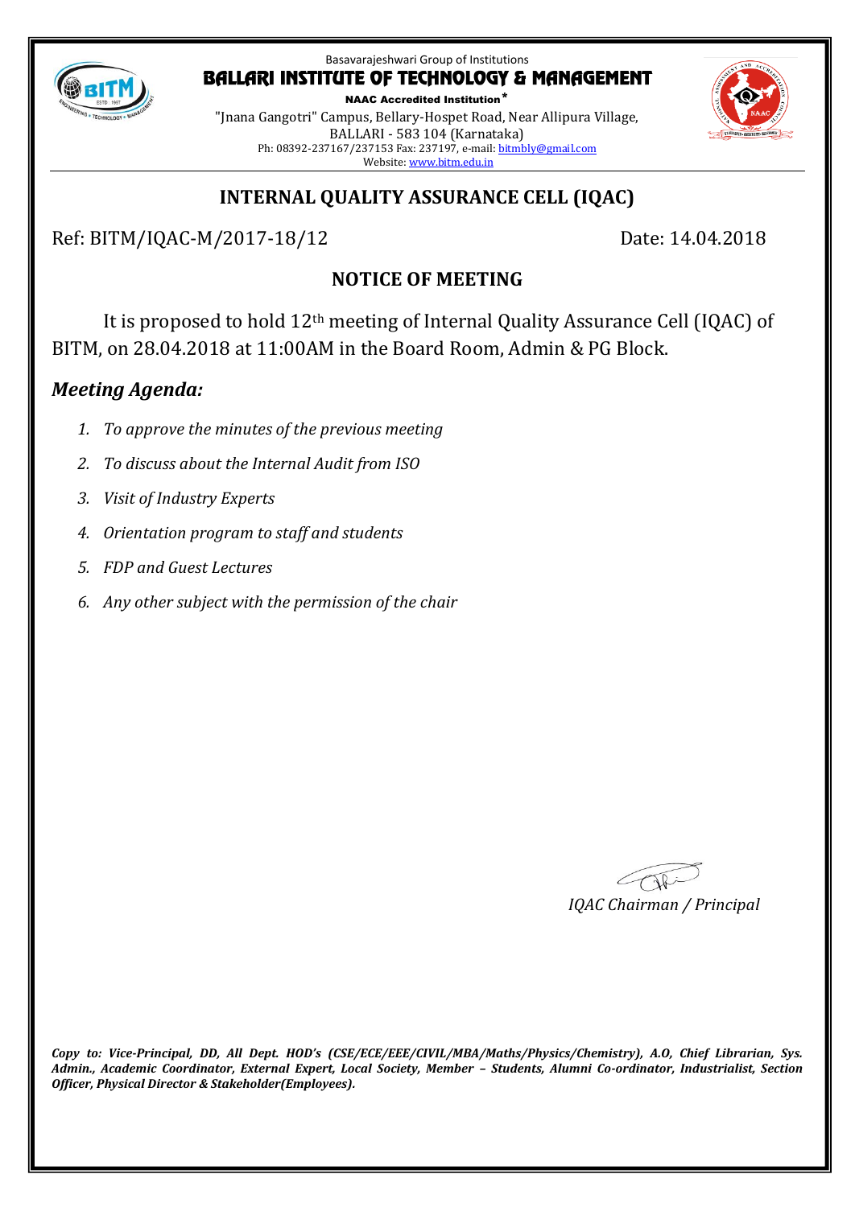Basavarajeshwari Group of Institutions

# BALLARI INSTITUTE OF TECHNOLOGY & MANAGEMENT

**NAAC Accredited Institution***

"Jnana Gangotri" Campus, Bellary-Hospet Road, Near Allipura Village,
BALLARI - 583 104 (Karnataka)
Ph: 08392-237167/237153 Fax: 237197, e-mail: bitmbly@gmail.com
Website: www.bitm.edu.in

## INTERNAL QUALITY ASSURANCE CELL (IQAC)

Ref: BITM/IQAC-M/2017-18/12 Date: 14.04.2018

### NOTICE OF MEETING

It is proposed to hold 12th meeting of Internal Quality Assurance Cell (IQAC) of BITM, on 28.04.2018 at 11:00AM in the Board Room, Admin & PG Block.

### *Meeting Agenda:*

1. *To approve the minutes of the previous meeting*
2. *To discuss about the Internal Audit from ISO*
3. *Visit of Industry Experts*
4. *Orientation program to staff and students*
5. *FDP and Guest Lectures*
6. *Any other subject with the permission of the chair*

*IQAC Chairman / Principal*

***Copy to: Vice-Principal, DD, All Dept. HOD's (CSE/ECE/EEE/CIVIL/MBA/Maths/Physics/Chemistry), A.O, Chief Librarian, Sys. Admin., Academic Coordinator, External Expert, Local Society, Member – Students, Alumni Co-ordinator, Industrialist, Section Officer, Physical Director & Stakeholder(Employees).***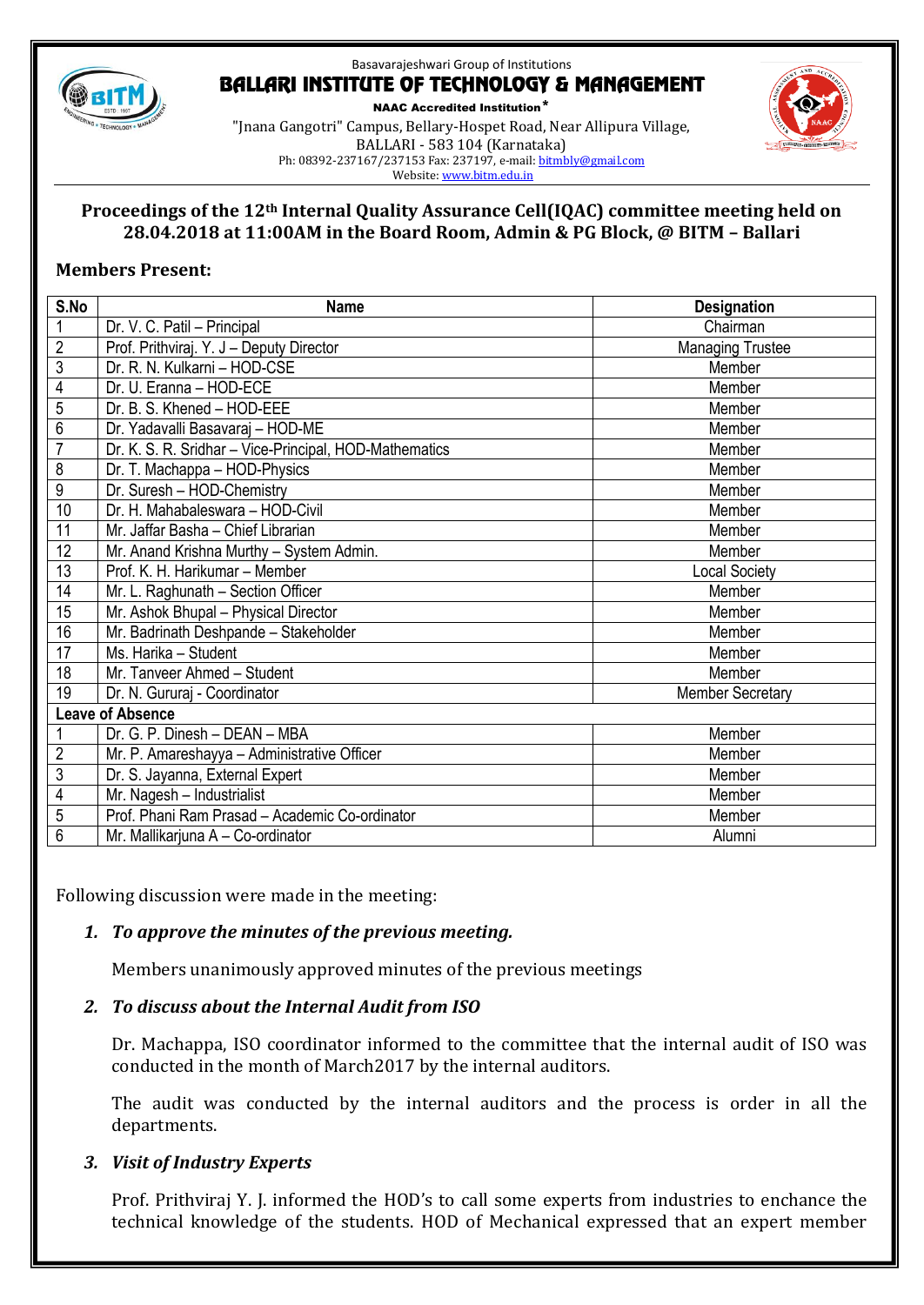Basavarajeshwari Group of Institutions

# BALLARI INSTITUTE OF TECHNOLOGY & MANAGEMENT

**NAAC Accredited Institution***

"Jnana Gangotri" Campus, Bellary-Hospet Road, Near Allipura Village,
BALLARI - 583 104 (Karnataka)
Ph: 08392-237167/237153 Fax: 237197, e-mail: bitmbly@gmail.com
Website: www.bitm.edu.in

## Proceedings of the 12th Internal Quality Assurance Cell(IQAC) committee meeting held on 28.04.2018 at 11:00AM in the Board Room, Admin & PG Block, @ BITM – Ballari

### Members Present:

| S.No | Name | Designation |
|---|---|---|
| 1 | Dr. V. C. Patil – Principal | Chairman |
| 2 | Prof. Prithviraj. Y. J – Deputy Director | Managing Trustee |
| 3 | Dr. R. N. Kulkarni – HOD-CSE | Member |
| 4 | Dr. U. Eranna – HOD-ECE | Member |
| 5 | Dr. B. S. Khened – HOD-EEE | Member |
| 6 | Dr. Yadavalli Basavaraj – HOD-ME | Member |
| 7 | Dr. K. S. R. Sridhar – Vice-Principal, HOD-Mathematics | Member |
| 8 | Dr. T. Machappa – HOD-Physics | Member |
| 9 | Dr. Suresh – HOD-Chemistry | Member |
| 10 | Dr. H. Mahabaleswara – HOD-Civil | Member |
| 11 | Mr. Jaffar Basha – Chief Librarian | Member |
| 12 | Mr. Anand Krishna Murthy – System Admin. | Member |
| 13 | Prof. K. H. Harikumar – Member | Local Society |
| 14 | Mr. L. Raghunath – Section Officer | Member |
| 15 | Mr. Ashok Bhupal – Physical Director | Member |
| 16 | Mr. Badrinath Deshpande – Stakeholder | Member |
| 17 | Ms. Harika – Student | Member |
| 18 | Mr. Tanveer Ahmed – Student | Member |
| 19 | Dr. N. Gururaj - Coordinator | Member Secretary |
| **Leave of Absence** | | |
| 1 | Dr. G. P. Dinesh – DEAN – MBA | Member |
| 2 | Mr. P. Amareshayya – Administrative Officer | Member |
| 3 | Dr. S. Jayanna, External Expert | Member |
| 4 | Mr. Nagesh – Industrialist | Member |
| 5 | Prof. Phani Ram Prasad – Academic Co-ordinator | Member |
| 6 | Mr. Mallikarjuna A – Co-ordinator | Alumni |

Following discussion were made in the meeting:

1. ***To approve the minutes of the previous meeting.***

   Members unanimously approved minutes of the previous meetings

2. ***To discuss about the Internal Audit from ISO***

   Dr. Machappa, ISO coordinator informed to the committee that the internal audit of ISO was conducted in the month of March2017 by the internal auditors.

   The audit was conducted by the internal auditors and the process is order in all the departments.

3. ***Visit of Industry Experts***

   Prof. Prithviraj Y. J. informed the HOD's to call some experts from industries to enchance the technical knowledge of the students. HOD of Mechanical expressed that an expert member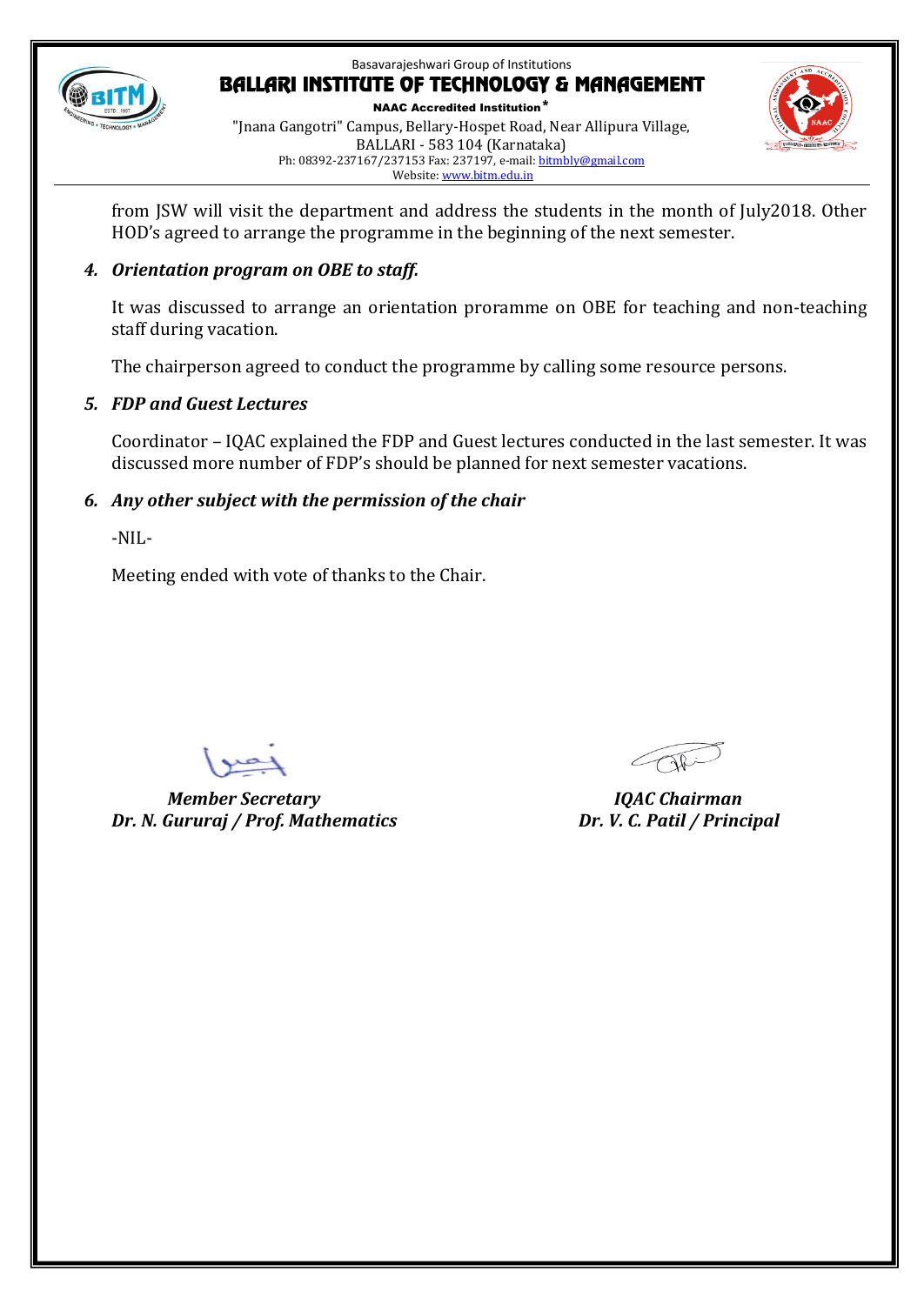from JSW will visit the department and address the students in the month of July2018. Other HOD's agreed to arrange the programme in the beginning of the next semester.

4. ***Orientation program on OBE to staff.***

   It was discussed to arrange an orientation proramme on OBE for teaching and non-teaching staff during vacation.

   The chairperson agreed to conduct the programme by calling some resource persons.

5. ***FDP and Guest Lectures***

   Coordinator – IQAC explained the FDP and Guest lectures conducted in the last semester. It was discussed more number of FDP's should be planned for next semester vacations.

6. ***Any other subject with the permission of the chair***

   -NIL-

   Meeting ended with vote of thanks to the Chair.

***Member Secretary***
***Dr. N. Gururaj / Prof. Mathematics***

***IQAC Chairman***
***Dr. V. C. Patil / Principal***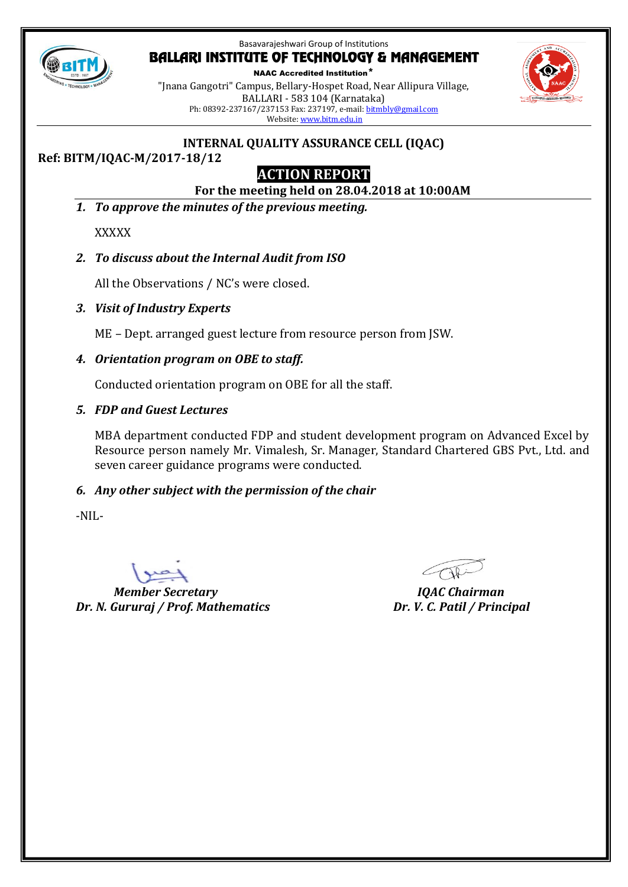Basavarajeshwari Group of Institutions

# BALLARI INSTITUTE OF TECHNOLOGY & MANAGEMENT

**NAAC Accredited Institution***

"Jnana Gangotri" Campus, Bellary-Hospet Road, Near Allipura Village,
BALLARI - 583 104 (Karnataka)

Ph: 08392-237167/237153 Fax: 237197, e-mail: bitmbly@gmail.com
Website: www.bitm.edu.in

## INTERNAL QUALITY ASSURANCE CELL (IQAC)

**Ref: BITM/IQAC-M/2017-18/12**

## ACTION REPORT

**For the meeting held on 28.04.2018 at 10:00AM**

1. ***To approve the minutes of the previous meeting.***

   XXXXX

2. ***To discuss about the Internal Audit from ISO***

   All the Observations / NC's were closed.

3. ***Visit of Industry Experts***

   ME – Dept. arranged guest lecture from resource person from JSW.

4. ***Orientation program on OBE to staff.***

   Conducted orientation program on OBE for all the staff.

5. ***FDP and Guest Lectures***

   MBA department conducted FDP and student development program on Advanced Excel by Resource person namely Mr. Vimalesh, Sr. Manager, Standard Chartered GBS Pvt., Ltd. and seven career guidance programs were conducted.

6. ***Any other subject with the permission of the chair***

-NIL-

***Member Secretary***
***Dr. N. Gururaj / Prof. Mathematics***

***IQAC Chairman***
***Dr. V. C. Patil / Principal***